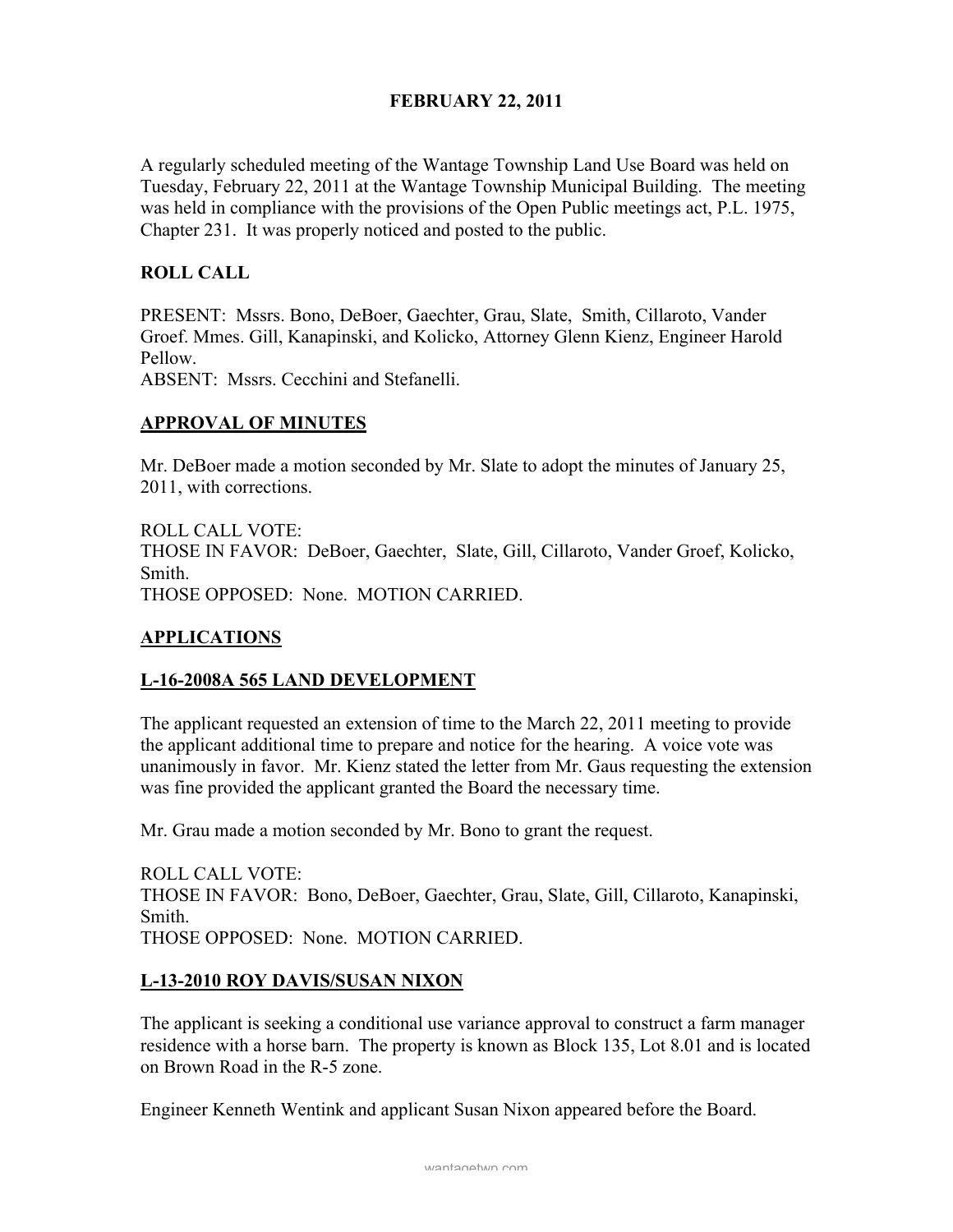# FEBRUARY 22, 2011

A regularly scheduled meeting of the Wantage Township Land Use Board was held on Tuesday, February 22, 2011 at the Wantage Township Municipal Building. The meeting was held in compliance with the provisions of the Open Public meetings act, P.L. 1975, Chapter 231. It was properly noticed and posted to the public.

## ROLL CALL

PRESENT: Mssrs. Bono, DeBoer, Gaechter, Grau, Slate, Smith, Cillaroto, Vander Groef. Mmes. Gill, Kanapinski, and Kolicko, Attorney Glenn Kienz, Engineer Harold Pellow.
ABSENT: Mssrs. Cecchini and Stefanelli.

## APPROVAL OF MINUTES

Mr. DeBoer made a motion seconded by Mr. Slate to adopt the minutes of January 25, 2011, with corrections.

ROLL CALL VOTE:
THOSE IN FAVOR: DeBoer, Gaechter, Slate, Gill, Cillaroto, Vander Groef, Kolicko, Smith.
THOSE OPPOSED: None. MOTION CARRIED.

## APPLICATIONS

## L-16-2008A 565 LAND DEVELOPMENT

The applicant requested an extension of time to the March 22, 2011 meeting to provide the applicant additional time to prepare and notice for the hearing. A voice vote was unanimously in favor. Mr. Kienz stated the letter from Mr. Gaus requesting the extension was fine provided the applicant granted the Board the necessary time.

Mr. Grau made a motion seconded by Mr. Bono to grant the request.

ROLL CALL VOTE:
THOSE IN FAVOR: Bono, DeBoer, Gaechter, Grau, Slate, Gill, Cillaroto, Kanapinski, Smith.
THOSE OPPOSED: None. MOTION CARRIED.

## L-13-2010 ROY DAVIS/SUSAN NIXON

The applicant is seeking a conditional use variance approval to construct a farm manager residence with a horse barn. The property is known as Block 135, Lot 8.01 and is located on Brown Road in the R-5 zone.

Engineer Kenneth Wentink and applicant Susan Nixon appeared before the Board.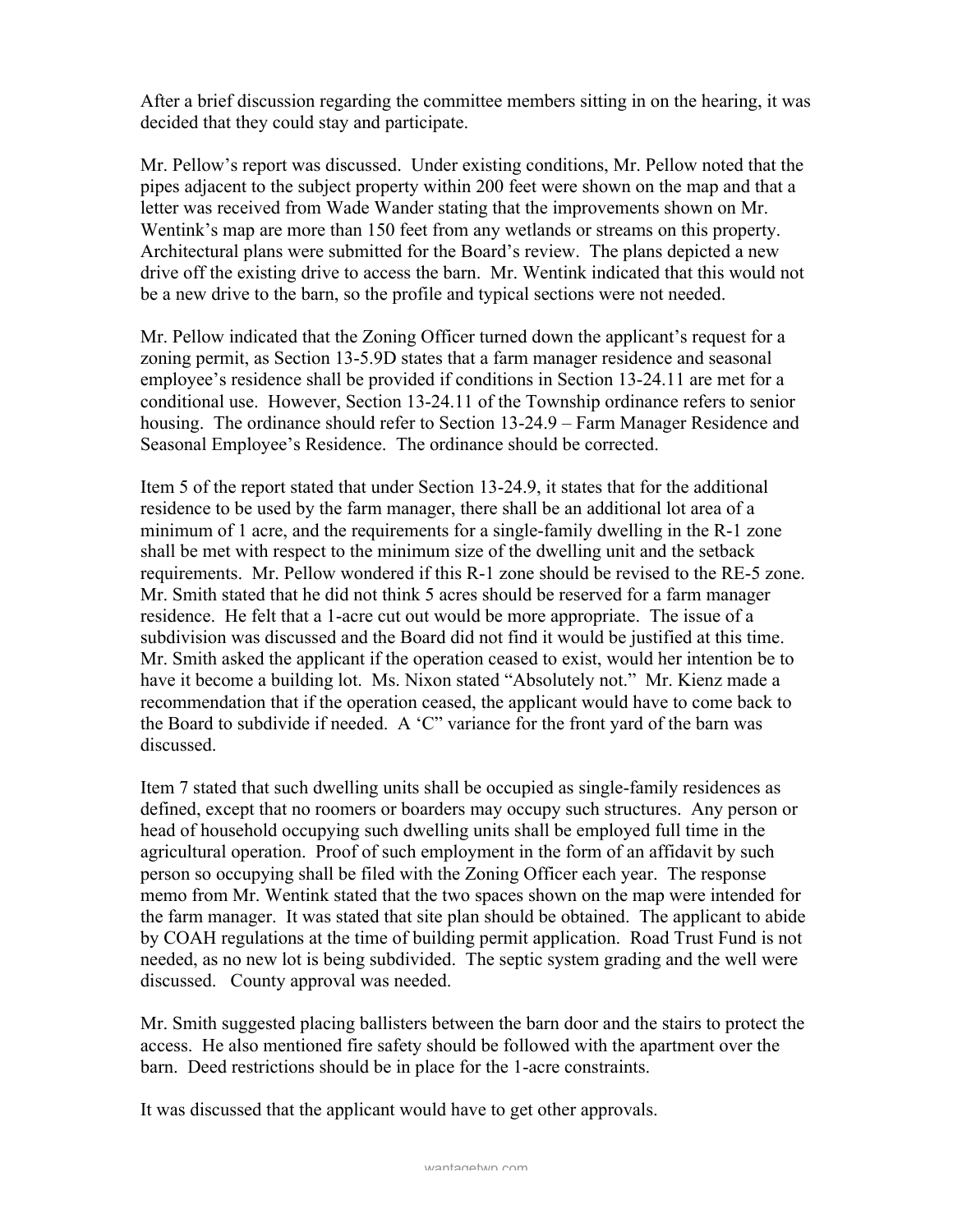After a brief discussion regarding the committee members sitting in on the hearing, it was decided that they could stay and participate.

Mr. Pellow's report was discussed. Under existing conditions, Mr. Pellow noted that the pipes adjacent to the subject property within 200 feet were shown on the map and that a letter was received from Wade Wander stating that the improvements shown on Mr. Wentink's map are more than 150 feet from any wetlands or streams on this property. Architectural plans were submitted for the Board's review. The plans depicted a new drive off the existing drive to access the barn. Mr. Wentink indicated that this would not be a new drive to the barn, so the profile and typical sections were not needed.

Mr. Pellow indicated that the Zoning Officer turned down the applicant's request for a zoning permit, as Section 13-5.9D states that a farm manager residence and seasonal employee's residence shall be provided if conditions in Section 13-24.11 are met for a conditional use. However, Section 13-24.11 of the Township ordinance refers to senior housing. The ordinance should refer to Section 13-24.9 – Farm Manager Residence and Seasonal Employee's Residence. The ordinance should be corrected.

Item 5 of the report stated that under Section 13-24.9, it states that for the additional residence to be used by the farm manager, there shall be an additional lot area of a minimum of 1 acre, and the requirements for a single-family dwelling in the R-1 zone shall be met with respect to the minimum size of the dwelling unit and the setback requirements. Mr. Pellow wondered if this R-1 zone should be revised to the RE-5 zone. Mr. Smith stated that he did not think 5 acres should be reserved for a farm manager residence. He felt that a 1-acre cut out would be more appropriate. The issue of a subdivision was discussed and the Board did not find it would be justified at this time. Mr. Smith asked the applicant if the operation ceased to exist, would her intention be to have it become a building lot. Ms. Nixon stated "Absolutely not." Mr. Kienz made a recommendation that if the operation ceased, the applicant would have to come back to the Board to subdivide if needed. A 'C" variance for the front yard of the barn was discussed.

Item 7 stated that such dwelling units shall be occupied as single-family residences as defined, except that no roomers or boarders may occupy such structures. Any person or head of household occupying such dwelling units shall be employed full time in the agricultural operation. Proof of such employment in the form of an affidavit by such person so occupying shall be filed with the Zoning Officer each year. The response memo from Mr. Wentink stated that the two spaces shown on the map were intended for the farm manager. It was stated that site plan should be obtained. The applicant to abide by COAH regulations at the time of building permit application. Road Trust Fund is not needed, as no new lot is being subdivided. The septic system grading and the well were discussed. County approval was needed.

Mr. Smith suggested placing ballisters between the barn door and the stairs to protect the access. He also mentioned fire safety should be followed with the apartment over the barn. Deed restrictions should be in place for the 1-acre constraints.

It was discussed that the applicant would have to get other approvals.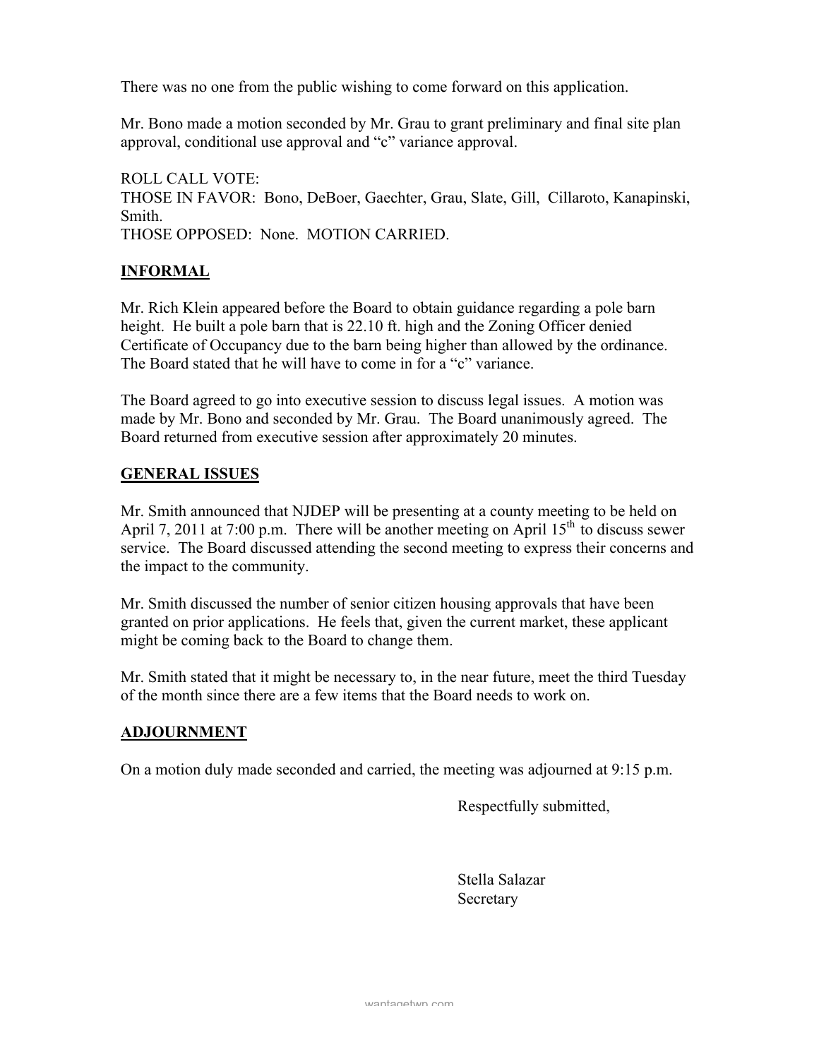There was no one from the public wishing to come forward on this application.

Mr. Bono made a motion seconded by Mr. Grau to grant preliminary and final site plan approval, conditional use approval and "c" variance approval.

ROLL CALL VOTE:
THOSE IN FAVOR: Bono, DeBoer, Gaechter, Grau, Slate, Gill, Cillaroto, Kanapinski, Smith.
THOSE OPPOSED: None. MOTION CARRIED.

## INFORMAL

Mr. Rich Klein appeared before the Board to obtain guidance regarding a pole barn height. He built a pole barn that is 22.10 ft. high and the Zoning Officer denied Certificate of Occupancy due to the barn being higher than allowed by the ordinance. The Board stated that he will have to come in for a "c" variance.

The Board agreed to go into executive session to discuss legal issues. A motion was made by Mr. Bono and seconded by Mr. Grau. The Board unanimously agreed. The Board returned from executive session after approximately 20 minutes.

## GENERAL ISSUES

Mr. Smith announced that NJDEP will be presenting at a county meeting to be held on April 7, 2011 at 7:00 p.m. There will be another meeting on April 15th to discuss sewer service. The Board discussed attending the second meeting to express their concerns and the impact to the community.

Mr. Smith discussed the number of senior citizen housing approvals that have been granted on prior applications. He feels that, given the current market, these applicant might be coming back to the Board to change them.

Mr. Smith stated that it might be necessary to, in the near future, meet the third Tuesday of the month since there are a few items that the Board needs to work on.

## ADJOURNMENT

On a motion duly made seconded and carried, the meeting was adjourned at 9:15 p.m.

Respectfully submitted,

Stella Salazar
Secretary